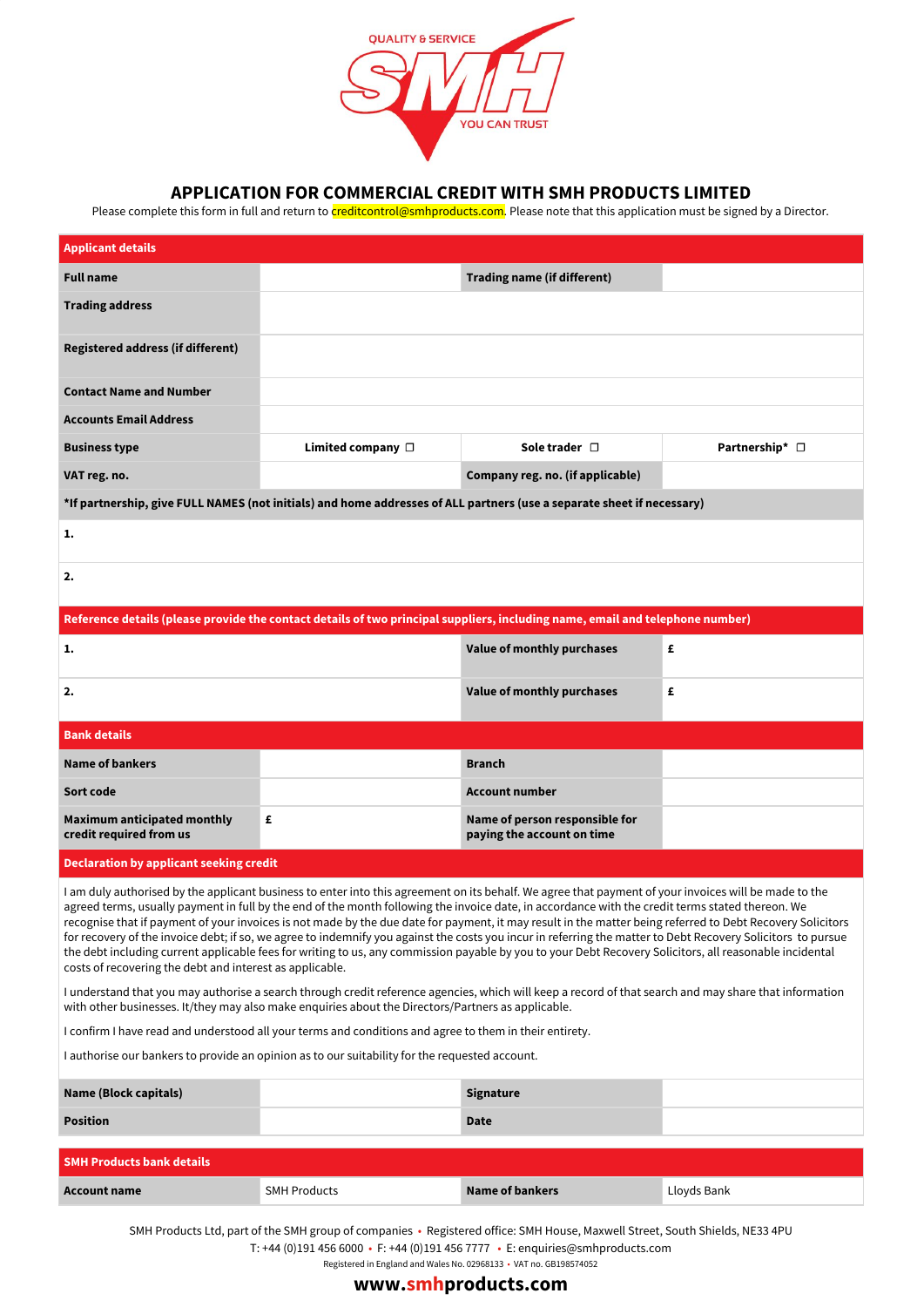QUALITY & SERVICE

SMH

YOU CAN TRUST

# APPLICATION FOR COMMERCIAL CREDIT WITH SMH PRODUCTS LIMITED

Please complete this form in full and return to creditcontrol@smhproducts.com. Please note that this application must be signed by a Director.

| **Applicant details** | | | |
|---|---|---|---|
| **Full name** | | **Trading name (if different)** | |
| **Trading address** | | | |
| **Registered address (if different)** | | | |
| **Contact Name and Number** | | | |
| **Accounts Email Address** | | | |
| **Business type** | **Limited company** ☐ | **Sole trader** ☐ | **Partnership*** ☐ |
| **VAT reg. no.** | | **Company reg. no. (if applicable)** | |
| ***If partnership, give FULL NAMES (not initials) and home addresses of ALL partners (use a separate sheet if necessary)** | | | |
| **1.** | | | |
| **2.** | | | |

| **Reference details (please provide the contact details of two principal suppliers, including name, email and telephone number)** | | | |
|---|---|---|---|
| **1.** | | **Value of monthly purchases** | **£** |
| **2.** | | **Value of monthly purchases** | **£** |

| **Bank details** | | | |
|---|---|---|---|
| **Name of bankers** | | **Branch** | |
| **Sort code** | | **Account number** | |
| **Maximum anticipated monthly credit required from us** | **£** | **Name of person responsible for paying the account on time** | |

**Declaration by applicant seeking credit**

I am duly authorised by the applicant business to enter into this agreement on its behalf. We agree that payment of your invoices will be made to the agreed terms, usually payment in full by the end of the month following the invoice date, in accordance with the credit terms stated thereon. We recognise that if payment of your invoices is not made by the due date for payment, it may result in the matter being referred to Debt Recovery Solicitors for recovery of the invoice debt; if so, we agree to indemnify you against the costs you incur in referring the matter to Debt Recovery Solicitors to pursue the debt including current applicable fees for writing to us, any commission payable by you to your Debt Recovery Solicitors, all reasonable incidental costs of recovering the debt and interest as applicable.

I understand that you may authorise a search through credit reference agencies, which will keep a record of that search and may share that information with other businesses. It/they may also make enquiries about the Directors/Partners as applicable.

I confirm I have read and understood all your terms and conditions and agree to them in their entirety.

I authorise our bankers to provide an opinion as to our suitability for the requested account.

| **Name (Block capitals)** | | **Signature** | |
|---|---|---|---|
| **Position** | | **Date** | |

| **SMH Products bank details** | | | |
|---|---|---|---|
| **Account name** | SMH Products | **Name of bankers** | Lloyds Bank |

SMH Products Ltd, part of the SMH group of companies • Registered office: SMH House, Maxwell Street, South Shields, NE33 4PU

T: +44 (0)191 456 6000 • F: +44 (0)191 456 7777 • E: enquiries@smhproducts.com

Registered in England and Wales No. 02968133 • VAT no. GB198574052

**www.smhproducts.com**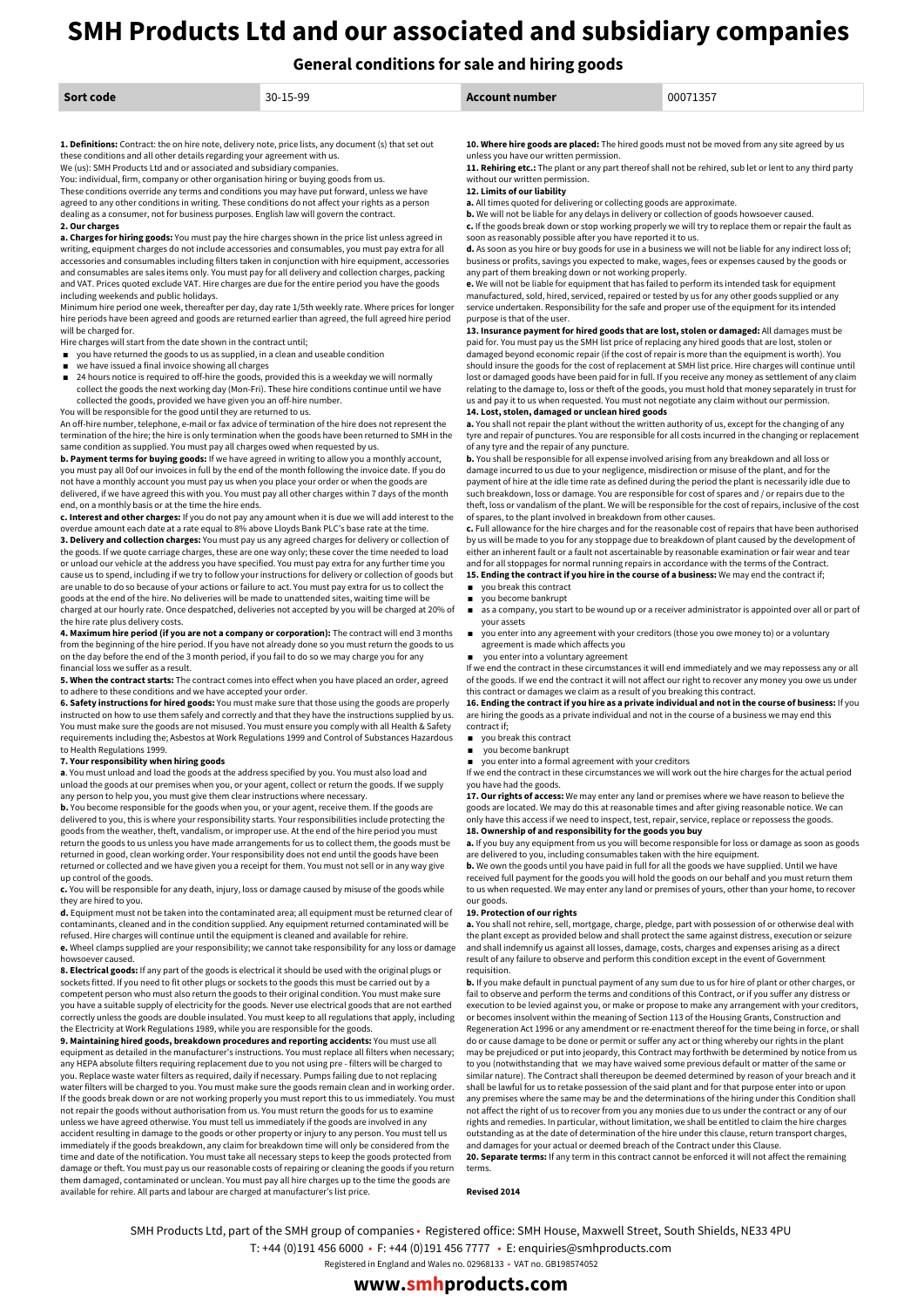# SMH Products Ltd and our associated and subsidiary companies

## General conditions for sale and hiring goods

| **Sort code** | 30-15-99 | **Account number** | 00071357 |
|---|---|---|---|

**1. Definitions:** Contract: the on hire note, delivery note, price lists, any document (s) that set out these conditions and all other details regarding your agreement with us.

We (us): SMH Products Ltd and or associated and subsidiary companies.

You: individual, firm, company or other organisation hiring or buying goods from us.

These conditions override any terms and conditions you may have put forward, unless we have agreed to any other conditions in writing. These conditions do not affect your rights as a person dealing as a consumer, not for business purposes. English law will govern the contract.

**2. Our charges**

**a. Charges for hiring goods:** You must pay the hire charges shown in the price list unless agreed in writing, equipment charges do not include accessories and consumables, you must pay extra for all accessories and consumables including filters taken in conjunction with hire equipment, accessories and consumables are sales items only. You must pay for all delivery and collection charges, packing and VAT. Prices quoted exclude VAT. Hire charges are due for the entire period you have the goods including weekends and public holidays.

Minimum hire period one week, thereafter per day, day rate 1/5th weekly rate. Where prices for longer hire periods have been agreed and goods are returned earlier than agreed, the full agreed hire period will be charged for.

Hire charges will start from the date shown in the contract until;

- you have returned the goods to us as supplied, in a clean and useable condition
- we have issued a final invoice showing all charges
- 24 hours notice is required to off-hire the goods, provided this is a weekday we will normally collect the goods the next working day (Mon-Fri). These hire conditions continue until we have collected the goods, provided we have given you an off-hire number.

You will be responsible for the good until they are returned to us.

An off-hire number, telephone, e-mail or fax advice of termination of the hire does not represent the termination of the hire; the hire is only termination when the goods have been returned to SMH in the same condition as supplied. You must pay all charges owed when requested by us.

**b. Payment terms for buying goods:** If we have agreed in writing to allow you a monthly account, you must pay all 0of our invoices in full by the end of the month following the invoice date. If you do not have a monthly account you must pay us when you place your order or when the goods are delivered, if we have agreed this with you. You must pay all other charges within 7 days of the month end, on a monthly basis or at the time the hire ends.

**c. Interest and other charges:** If you do not pay any amount when it is due we will add interest to the overdue amount each date at a rate equal to 8% above Lloyds Bank PLC's base rate at the time.

**3. Delivery and collection charges:** You must pay us any agreed charges for delivery or collection of the goods. If we quote carriage charges, these are one way only; these cover the time needed to load or unload our vehicle at the address you have specified. You must pay extra for any further time you cause us to spend, including if we try to follow your instructions for delivery or collection of goods but are unable to do so because of your actions or failure to act. You must pay extra for us to collect the goods at the end of the hire. No deliveries will be made to unattended sites, waiting time will be charged at our hourly rate. Once despatched, deliveries not accepted by you will be charged at 20% of the hire rate plus delivery costs.

**4. Maximum hire period (if you are not a company or corporation):** The contract will end 3 months from the beginning of the hire period. If you have not already done so you must return the goods to us on the day before the end of the 3 month period, if you fail to do so we may charge you for any financial loss we suffer as a result.

**5. When the contract starts:** The contract comes into effect when you have placed an order, agreed to adhere to these conditions and we have accepted your order.

**6. Safety instructions for hired goods:** You must make sure that those using the goods are properly instructed on how to use them safely and correctly and that they have the instructions supplied by us. You must make sure the goods are not misused. You must ensure you comply with all Health & Safety requirements including the; Asbestos at Work Regulations 1999 and Control of Substances Hazardous to Health Regulations 1999.

**7. Your responsibility when hiring goods**

**a**. You must unload and load the goods at the address specified by you. You must also load and unload the goods at our premises when you, or your agent, collect or return the goods. If we supply any person to help you, you must give them clear instructions where necessary.

**b.** You become responsible for the goods when you, or your agent, receive them. If the goods are delivered to you, this is where your responsibility starts. Your responsibilities include protecting the goods from the weather, theft, vandalism, or improper use. At the end of the hire period you must return the goods to us unless you have made arrangements for us to collect them, the goods must be returned in good, clean working order. Your responsibility does not end until the goods have been returned or collected and we have given you a receipt for them. You must not sell or in any way give up control of the goods.

**c.** You will be responsible for any death, injury, loss or damage caused by misuse of the goods while they are hired to you.

**d.** Equipment must not be taken into the contaminated area; all equipment must be returned clear of contaminants, cleaned and in the condition supplied. Any equipment returned contaminated will be refused. Hire charges will continue until the equipment is cleaned and available for rehire.

**e.** Wheel clamps supplied are your responsibility; we cannot take responsibility for any loss or damage howsoever caused.

**8. Electrical goods:** If any part of the goods is electrical it should be used with the original plugs or sockets fitted. If you need to fit other plugs or sockets to the goods this must be carried out by a competent person who must also return the goods to their original condition. You must make sure you have a suitable supply of electricity for the goods. Never use electrical goods that are not earthed correctly unless the goods are double insulated. You must keep to all regulations that apply, including the Electricity at Work Regulations 1989, while you are responsible for the goods.

**9. Maintaining hired goods, breakdown procedures and reporting accidents:** You must use all equipment as detailed in the manufacturer's instructions. You must replace all filters when necessary; any HEPA absolute filters requiring replacement due to you not using pre - filters will be charged to you. Replace waste water filters as required, daily if necessary. Pumps failing due to not replacing water filters will be charged to you. You must make sure the goods remain clean and in working order. If the goods break down or are not working properly you must report this to us immediately. You must not repair the goods without authorisation from us. You must return the goods for us to examine unless we have agreed otherwise. You must tell us immediately if the goods are involved in any accident resulting in damage to the goods or other property or injury to any person. You must tell us immediately if the goods breakdown, any claim for breakdown time will only be considered from the time and date of the notification. You must take all necessary steps to keep the goods protected from damage or theft. You must pay us our reasonable costs of repairing or cleaning the goods if you return them damaged, contaminated or unclean. You must pay all hire charges up to the time the goods are available for rehire. All parts and labour are charged at manufacturer's list price.

**10. Where hire goods are placed:** The hired goods must not be moved from any site agreed by us unless you have our written permission.

**11. Rehiring etc.:** The plant or any part thereof shall not be rehired, sub let or lent to any third party without our written permission.

**12. Limits of our liability**

**a.** All times quoted for delivering or collecting goods are approximate.

**b.** We will not be liable for any delays in delivery or collection of goods howsoever caused.

**c.** If the goods break down or stop working properly we will try to replace them or repair the fault as soon as reasonably possible after you have reported it to us.

**d.** As soon as you hire or buy goods for use in a business we will not be liable for any indirect loss of; business or profits, savings you expected to make, wages, fees or expenses caused by the goods or any part of them breaking down or not working properly.

**e.** We will not be liable for equipment that has failed to perform its intended task for equipment manufactured, sold, hired, serviced, repaired or tested by us for any other goods supplied or any service undertaken. Responsibility for the safe and proper use of the equipment for its intended purpose is that of the user.

**13. Insurance payment for hired goods that are lost, stolen or damaged:** All damages must be paid for. You must pay us the SMH list price of replacing any hired goods that are lost, stolen or damaged beyond economic repair (if the cost of repair is more than the equipment is worth). You should insure the goods for the cost of replacement at SMH list price. Hire charges will continue until lost or damaged goods have been paid for in full. If you receive any money as settlement of any claim relating to the damage to, loss or theft of the goods, you must hold that money separately in trust for us and pay it to us when requested. You must not negotiate any claim without our permission.

**14. Lost, stolen, damaged or unclean hired goods**

**a.** You shall not repair the plant without the written authority of us, except for the changing of any tyre and repair of punctures. You are responsible for all costs incurred in the changing or replacement of any tyre and the repair of any puncture.

**b.** You shall be responsible for all expense involved arising from any breakdown and all loss or damage incurred to us due to your negligence, misdirection or misuse of the plant, and for the payment of hire at the idle time rate as defined during the period the plant is necessarily idle due to such breakdown, loss or damage. You are responsible for cost of spares and / or repairs due to the theft, loss or vandalism of the plant. We will be responsible for the cost of repairs, inclusive of the cost of spares, to the plant involved in breakdown from other causes.

**c.** Full allowance for the hire charges and for the reasonable cost of repairs that have been authorised by us will be made to you for any stoppage due to breakdown of plant caused by the development of either an inherent fault or a fault not ascertainable by reasonable examination or fair wear and tear and for all stoppages for normal running repairs in accordance with the terms of the Contract.

**15. Ending the contract if you hire in the course of a business:** We may end the contract if;

- you break this contract
- you become bankrupt
- as a company, you start to be wound up or a receiver administrator is appointed over all or part of your assets
- you enter into any agreement with your creditors (those you owe money to) or a voluntary agreement is made which affects you
- you enter into a voluntary agreement

If we end the contract in these circumstances it will end immediately and we may repossess any or all of the goods. If we end the contract it will not affect our right to recover any money you owe us under this contract or damages we claim as a result of you breaking this contract.

**16. Ending the contract if you hire as a private individual and not in the course of business:** If you are hiring the goods as a private individual and not in the course of a business we may end this contract if;

- you break this contract
- you become bankrupt
- you enter into a formal agreement with your creditors

If we end the contract in these circumstances we will work out the hire charges for the actual period you have had the goods.

**17. Our rights of access:** We may enter any land or premises where we have reason to believe the goods are located. We may do this at reasonable times and after giving reasonable notice. We can only have this access if we need to inspect, test, repair, service, replace or repossess the goods.

**18. Ownership of and responsibility for the goods you buy**

**a.** If you buy any equipment from us you will become responsible for loss or damage as soon as goods are delivered to you, including consumables taken with the hire equipment.

**b.** We own the goods until you have paid in full for all the goods we have supplied. Until we have received full payment for the goods you will hold the goods on our behalf and you must return them to us when requested. We may enter any land or premises of yours, other than your home, to recover our goods.

**19. Protection of our rights**

**a.** You shall not rehire, sell, mortgage, charge, pledge, part with possession of or otherwise deal with the plant except as provided below and shall protect the same against distress, execution or seizure and shall indemnify us against all losses, damage, costs, charges and expenses arising as a direct result of any failure to observe and perform this condition except in the event of Government requisition.

**b.** If you make default in punctual payment of any sum due to us for hire of plant or other charges, or fail to observe and perform the terms and conditions of this Contract, or if you suffer any distress or execution to be levied against you, or make or propose to make any arrangement with your creditors, or becomes insolvent within the meaning of Section 113 of the Housing Grants, Construction and Regeneration Act 1996 or any amendment or re-enactment thereof for the time being in force, or shall do or cause damage to be done or permit or suffer any act or thing whereby our rights in the plant may be prejudiced or put into jeopardy, this Contract may forthwith be determined by notice from us to you (notwithstanding that we may have waived some previous default or matter of the same or similar nature). The Contract shall thereupon be deemed determined by reason of your breach and it shall be lawful for us to retake possession of the said plant and for that purpose enter into or upon any premises where the same may be and the determinations of the hiring under this Condition shall not affect the right of us to recover from you any monies due to us under the contract or any of our rights and remedies. In particular, without limitation, we shall be entitled to claim the hire charges outstanding as at the date of determination of the hire under this clause, return transport charges, and damages for your actual or deemed breach of the Contract under this Clause.

**20. Separate terms:** If any term in this contract cannot be enforced it will not affect the remaining terms.

**Revised 2014**

SMH Products Ltd, part of the SMH group of companies • Registered office: SMH House, Maxwell Street, South Shields, NE33 4PU

T: +44 (0)191 456 6000 • F: +44 (0)191 456 7777 • E: enquiries@smhproducts.com

Registered in England and Wales no. 02968133 • VAT no. GB198574052

**www.smhproducts.com**